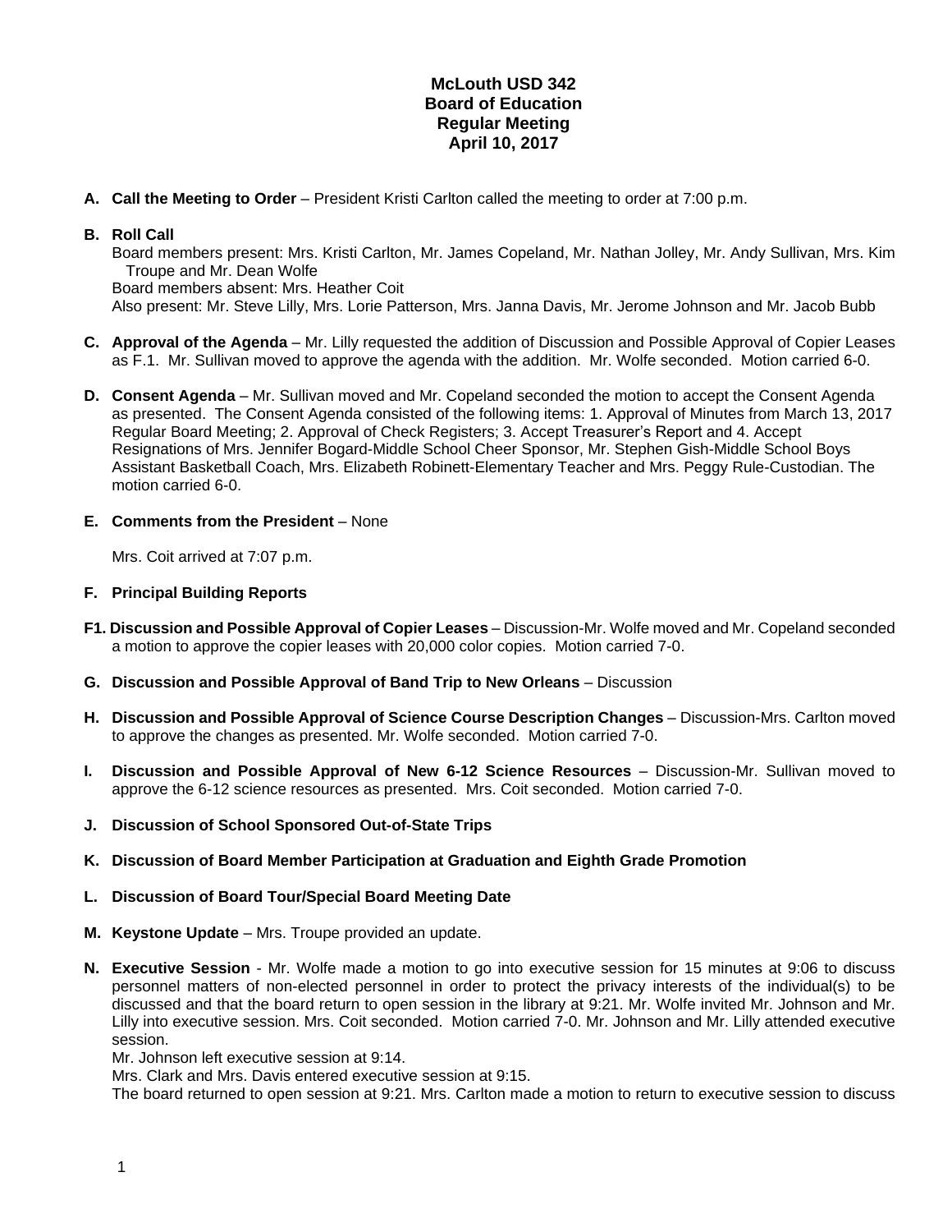# McLouth USD 342
## Board of Education
## Regular Meeting
## April 10, 2017

**A. Call the Meeting to Order** – President Kristi Carlton called the meeting to order at 7:00 p.m.

**B. Roll Call**
Board members present: Mrs. Kristi Carlton, Mr. James Copeland, Mr. Nathan Jolley, Mr. Andy Sullivan, Mrs. Kim Troupe and Mr. Dean Wolfe
Board members absent: Mrs. Heather Coit
Also present: Mr. Steve Lilly, Mrs. Lorie Patterson, Mrs. Janna Davis, Mr. Jerome Johnson and Mr. Jacob Bubb

**C. Approval of the Agenda** – Mr. Lilly requested the addition of Discussion and Possible Approval of Copier Leases as F.1. Mr. Sullivan moved to approve the agenda with the addition. Mr. Wolfe seconded. Motion carried 6-0.

**D. Consent Agenda** – Mr. Sullivan moved and Mr. Copeland seconded the motion to accept the Consent Agenda as presented. The Consent Agenda consisted of the following items: 1. Approval of Minutes from March 13, 2017 Regular Board Meeting; 2. Approval of Check Registers; 3. Accept Treasurer's Report and 4. Accept Resignations of Mrs. Jennifer Bogard-Middle School Cheer Sponsor, Mr. Stephen Gish-Middle School Boys Assistant Basketball Coach, Mrs. Elizabeth Robinett-Elementary Teacher and Mrs. Peggy Rule-Custodian. The motion carried 6-0.

**E. Comments from the President** – None

Mrs. Coit arrived at 7:07 p.m.

**F. Principal Building Reports**

**F1. Discussion and Possible Approval of Copier Leases** – Discussion-Mr. Wolfe moved and Mr. Copeland seconded a motion to approve the copier leases with 20,000 color copies. Motion carried 7-0.

**G. Discussion and Possible Approval of Band Trip to New Orleans** – Discussion

**H. Discussion and Possible Approval of Science Course Description Changes** – Discussion-Mrs. Carlton moved to approve the changes as presented. Mr. Wolfe seconded. Motion carried 7-0.

**I. Discussion and Possible Approval of New 6-12 Science Resources** – Discussion-Mr. Sullivan moved to approve the 6-12 science resources as presented. Mrs. Coit seconded. Motion carried 7-0.

**J. Discussion of School Sponsored Out-of-State Trips**

**K. Discussion of Board Member Participation at Graduation and Eighth Grade Promotion**

**L. Discussion of Board Tour/Special Board Meeting Date**

**M. Keystone Update** – Mrs. Troupe provided an update.

**N. Executive Session** - Mr. Wolfe made a motion to go into executive session for 15 minutes at 9:06 to discuss personnel matters of non-elected personnel in order to protect the privacy interests of the individual(s) to be discussed and that the board return to open session in the library at 9:21. Mr. Wolfe invited Mr. Johnson and Mr. Lilly into executive session. Mrs. Coit seconded. Motion carried 7-0. Mr. Johnson and Mr. Lilly attended executive session.
Mr. Johnson left executive session at 9:14.
Mrs. Clark and Mrs. Davis entered executive session at 9:15.
The board returned to open session at 9:21. Mrs. Carlton made a motion to return to executive session to discuss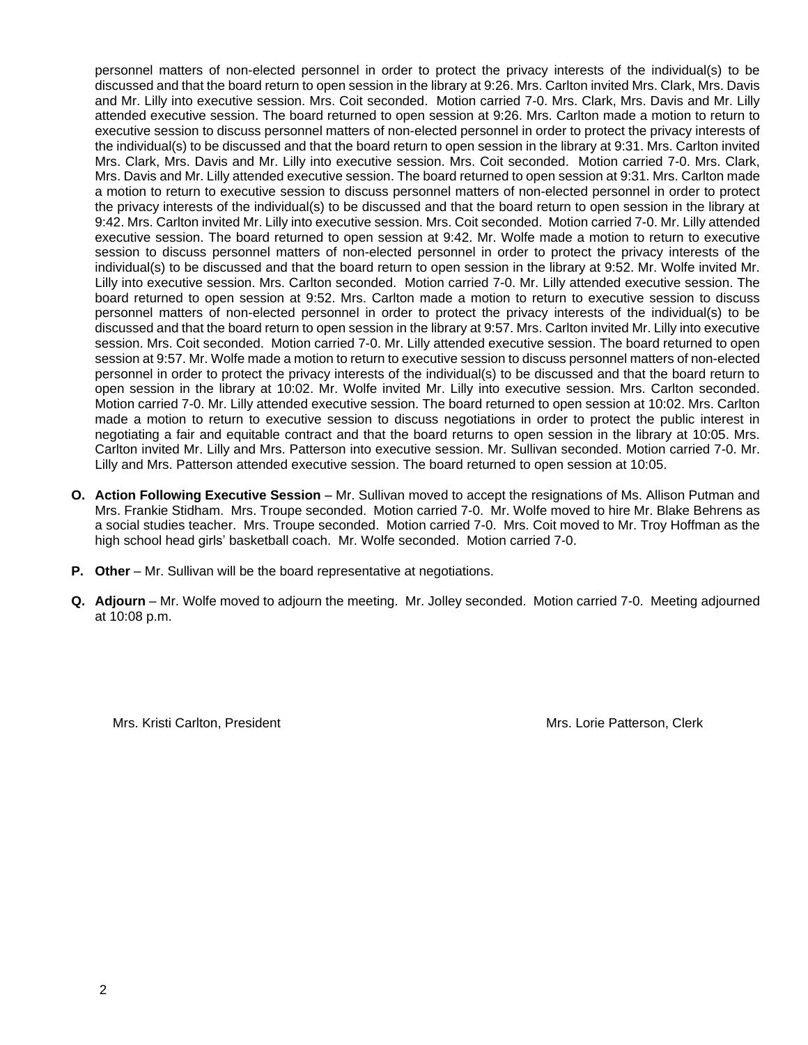personnel matters of non-elected personnel in order to protect the privacy interests of the individual(s) to be discussed and that the board return to open session in the library at 9:26. Mrs. Carlton invited Mrs. Clark, Mrs. Davis and Mr. Lilly into executive session. Mrs. Coit seconded. Motion carried 7-0. Mrs. Clark, Mrs. Davis and Mr. Lilly attended executive session. The board returned to open session at 9:26. Mrs. Carlton made a motion to return to executive session to discuss personnel matters of non-elected personnel in order to protect the privacy interests of the individual(s) to be discussed and that the board return to open session in the library at 9:31. Mrs. Carlton invited Mrs. Clark, Mrs. Davis and Mr. Lilly into executive session. Mrs. Coit seconded. Motion carried 7-0. Mrs. Clark, Mrs. Davis and Mr. Lilly attended executive session. The board returned to open session at 9:31. Mrs. Carlton made a motion to return to executive session to discuss personnel matters of non-elected personnel in order to protect the privacy interests of the individual(s) to be discussed and that the board return to open session in the library at 9:42. Mrs. Carlton invited Mr. Lilly into executive session. Mrs. Coit seconded. Motion carried 7-0. Mr. Lilly attended executive session. The board returned to open session at 9:42. Mr. Wolfe made a motion to return to executive session to discuss personnel matters of non-elected personnel in order to protect the privacy interests of the individual(s) to be discussed and that the board return to open session in the library at 9:52. Mr. Wolfe invited Mr. Lilly into executive session. Mrs. Carlton seconded. Motion carried 7-0. Mr. Lilly attended executive session. The board returned to open session at 9:52. Mrs. Carlton made a motion to return to executive session to discuss personnel matters of non-elected personnel in order to protect the privacy interests of the individual(s) to be discussed and that the board return to open session in the library at 9:57. Mrs. Carlton invited Mr. Lilly into executive session. Mrs. Coit seconded. Motion carried 7-0. Mr. Lilly attended executive session. The board returned to open session at 9:57. Mr. Wolfe made a motion to return to executive session to discuss personnel matters of non-elected personnel in order to protect the privacy interests of the individual(s) to be discussed and that the board return to open session in the library at 10:02. Mr. Wolfe invited Mr. Lilly into executive session. Mrs. Carlton seconded. Motion carried 7-0. Mr. Lilly attended executive session. The board returned to open session at 10:02. Mrs. Carlton made a motion to return to executive session to discuss negotiations in order to protect the public interest in negotiating a fair and equitable contract and that the board returns to open session in the library at 10:05. Mrs. Carlton invited Mr. Lilly and Mrs. Patterson into executive session. Mr. Sullivan seconded. Motion carried 7-0. Mr. Lilly and Mrs. Patterson attended executive session. The board returned to open session at 10:05.

**O. Action Following Executive Session** – Mr. Sullivan moved to accept the resignations of Ms. Allison Putman and Mrs. Frankie Stidham. Mrs. Troupe seconded. Motion carried 7-0. Mr. Wolfe moved to hire Mr. Blake Behrens as a social studies teacher. Mrs. Troupe seconded. Motion carried 7-0. Mrs. Coit moved to Mr. Troy Hoffman as the high school head girls' basketball coach. Mr. Wolfe seconded. Motion carried 7-0.

**P. Other** – Mr. Sullivan will be the board representative at negotiations.

**Q. Adjourn** – Mr. Wolfe moved to adjourn the meeting. Mr. Jolley seconded. Motion carried 7-0. Meeting adjourned at 10:08 p.m.

Mrs. Kristi Carlton, President

Mrs. Lorie Patterson, Clerk